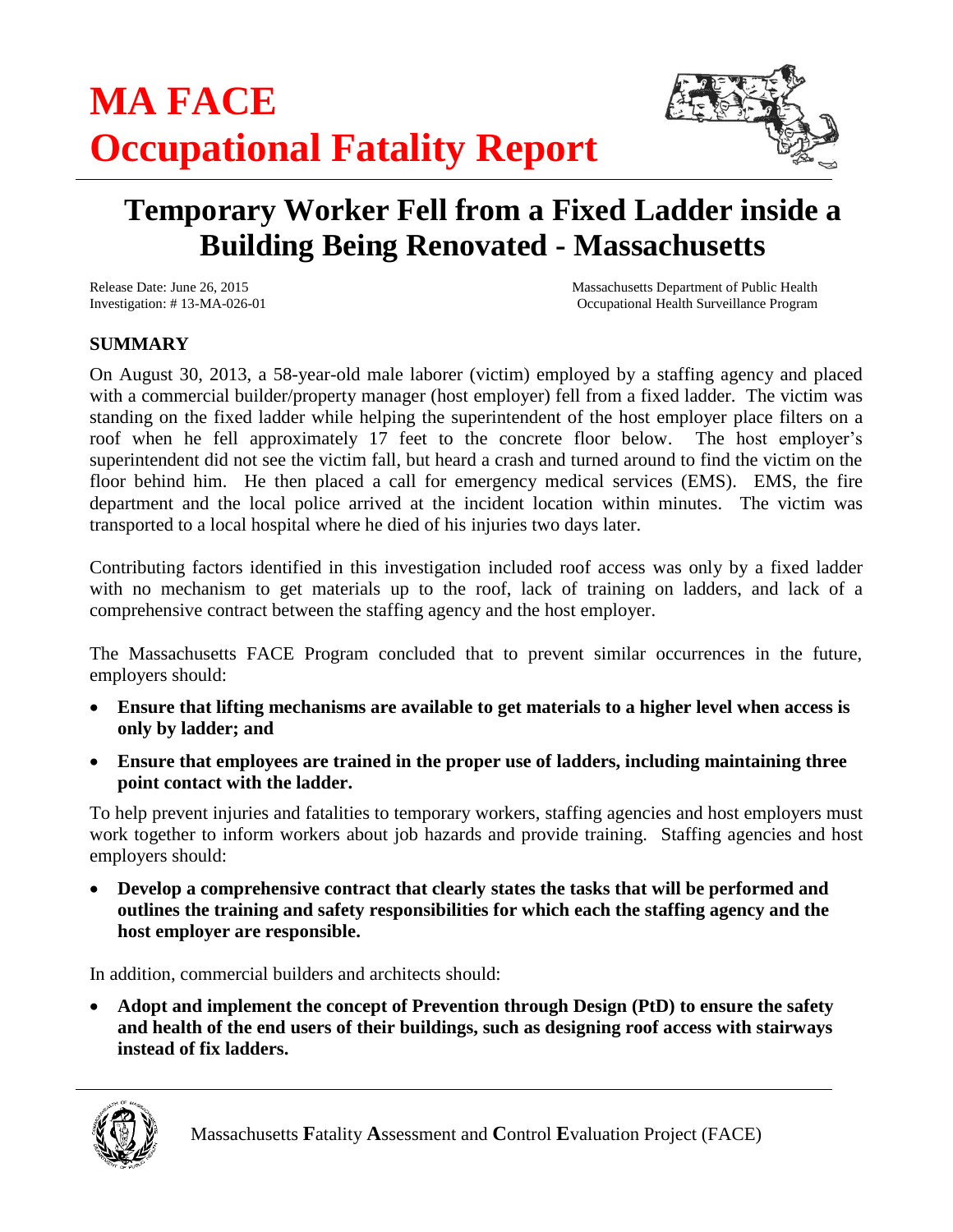# MA FACE
# Occupational Fatality Report

## Temporary Worker Fell from a Fixed Ladder inside a Building Being Renovated - Massachusetts

Release Date: June 26, 2015
Investigation: # 13-MA-026-01

Massachusetts Department of Public Health
Occupational Health Surveillance Program

### SUMMARY

On August 30, 2013, a 58-year-old male laborer (victim) employed by a staffing agency and placed with a commercial builder/property manager (host employer) fell from a fixed ladder. The victim was standing on the fixed ladder while helping the superintendent of the host employer place filters on a roof when he fell approximately 17 feet to the concrete floor below. The host employer's superintendent did not see the victim fall, but heard a crash and turned around to find the victim on the floor behind him. He then placed a call for emergency medical services (EMS). EMS, the fire department and the local police arrived at the incident location within minutes. The victim was transported to a local hospital where he died of his injuries two days later.

Contributing factors identified in this investigation included roof access was only by a fixed ladder with no mechanism to get materials up to the roof, lack of training on ladders, and lack of a comprehensive contract between the staffing agency and the host employer.

The Massachusetts FACE Program concluded that to prevent similar occurrences in the future, employers should:

- **Ensure that lifting mechanisms are available to get materials to a higher level when access is only by ladder; and**
- **Ensure that employees are trained in the proper use of ladders, including maintaining three point contact with the ladder.**

To help prevent injuries and fatalities to temporary workers, staffing agencies and host employers must work together to inform workers about job hazards and provide training. Staffing agencies and host employers should:

- **Develop a comprehensive contract that clearly states the tasks that will be performed and outlines the training and safety responsibilities for which each the staffing agency and the host employer are responsible.**

In addition, commercial builders and architects should:

- **Adopt and implement the concept of Prevention through Design (PtD) to ensure the safety and health of the end users of their buildings, such as designing roof access with stairways instead of fix ladders.**

Massachusetts **F**atality **A**ssessment and **C**ontrol **E**valuation Project (FACE)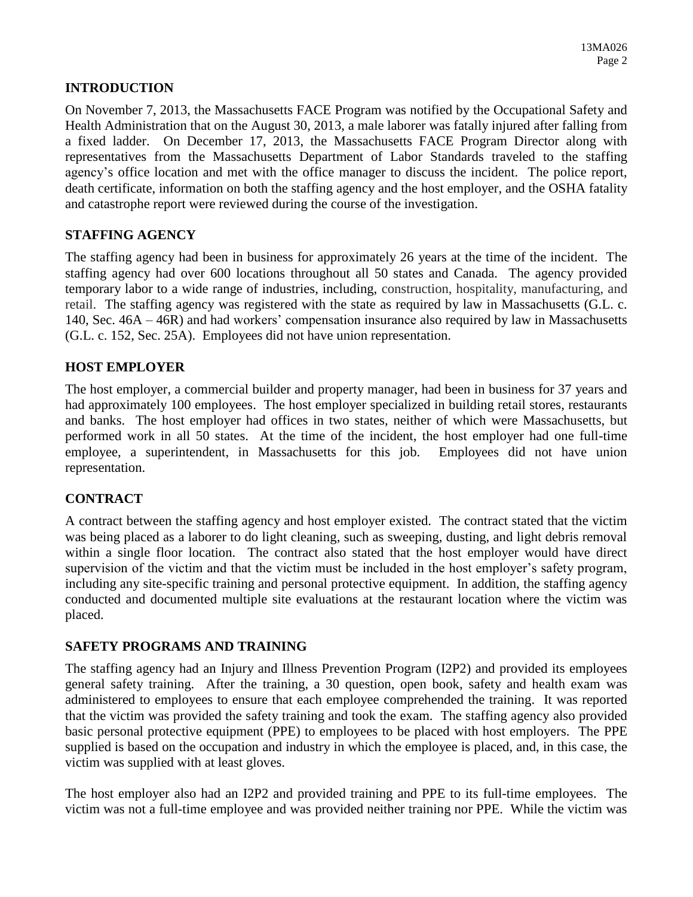## INTRODUCTION

On November 7, 2013, the Massachusetts FACE Program was notified by the Occupational Safety and Health Administration that on the August 30, 2013, a male laborer was fatally injured after falling from a fixed ladder. On December 17, 2013, the Massachusetts FACE Program Director along with representatives from the Massachusetts Department of Labor Standards traveled to the staffing agency's office location and met with the office manager to discuss the incident. The police report, death certificate, information on both the staffing agency and the host employer, and the OSHA fatality and catastrophe report were reviewed during the course of the investigation.

## STAFFING AGENCY

The staffing agency had been in business for approximately 26 years at the time of the incident. The staffing agency had over 600 locations throughout all 50 states and Canada. The agency provided temporary labor to a wide range of industries, including, construction, hospitality, manufacturing, and retail. The staffing agency was registered with the state as required by law in Massachusetts (G.L. c. 140, Sec. 46A – 46R) and had workers' compensation insurance also required by law in Massachusetts (G.L. c. 152, Sec. 25A). Employees did not have union representation.

## HOST EMPLOYER

The host employer, a commercial builder and property manager, had been in business for 37 years and had approximately 100 employees. The host employer specialized in building retail stores, restaurants and banks. The host employer had offices in two states, neither of which were Massachusetts, but performed work in all 50 states. At the time of the incident, the host employer had one full-time employee, a superintendent, in Massachusetts for this job. Employees did not have union representation.

## CONTRACT

A contract between the staffing agency and host employer existed. The contract stated that the victim was being placed as a laborer to do light cleaning, such as sweeping, dusting, and light debris removal within a single floor location. The contract also stated that the host employer would have direct supervision of the victim and that the victim must be included in the host employer's safety program, including any site-specific training and personal protective equipment. In addition, the staffing agency conducted and documented multiple site evaluations at the restaurant location where the victim was placed.

## SAFETY PROGRAMS AND TRAINING

The staffing agency had an Injury and Illness Prevention Program (I2P2) and provided its employees general safety training. After the training, a 30 question, open book, safety and health exam was administered to employees to ensure that each employee comprehended the training. It was reported that the victim was provided the safety training and took the exam. The staffing agency also provided basic personal protective equipment (PPE) to employees to be placed with host employers. The PPE supplied is based on the occupation and industry in which the employee is placed, and, in this case, the victim was supplied with at least gloves.

The host employer also had an I2P2 and provided training and PPE to its full-time employees. The victim was not a full-time employee and was provided neither training nor PPE. While the victim was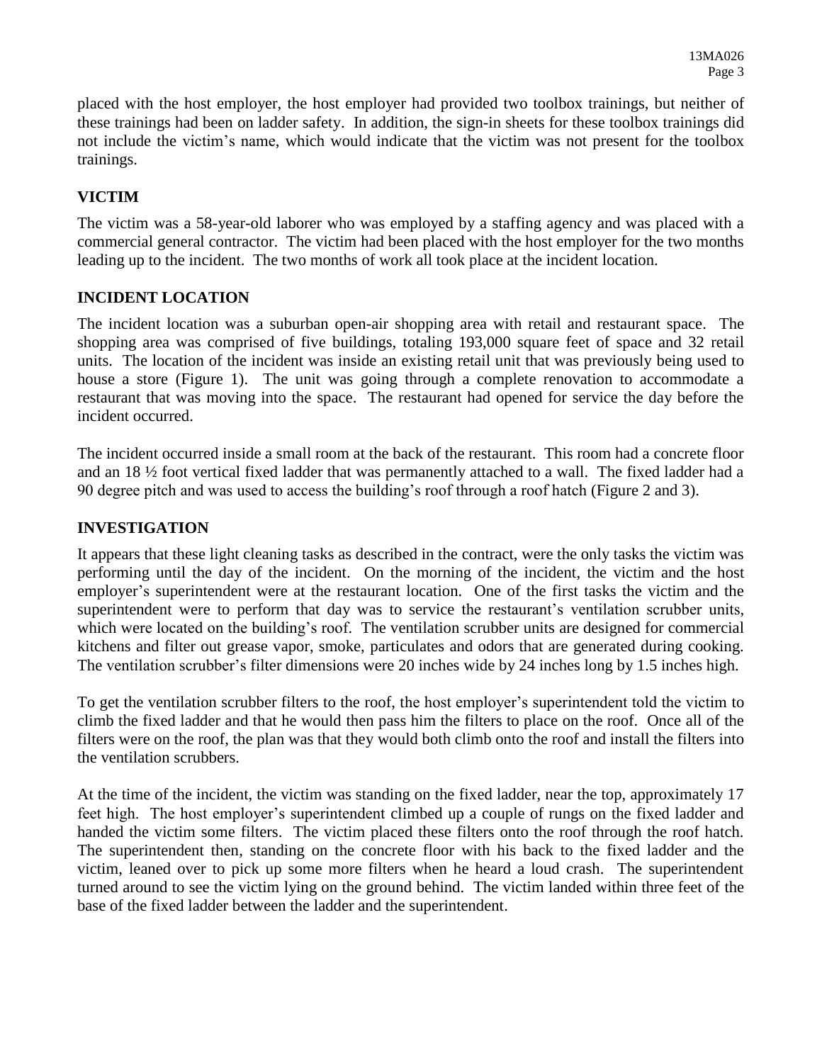placed with the host employer, the host employer had provided two toolbox trainings, but neither of these trainings had been on ladder safety. In addition, the sign-in sheets for these toolbox trainings did not include the victim's name, which would indicate that the victim was not present for the toolbox trainings.

## VICTIM

The victim was a 58-year-old laborer who was employed by a staffing agency and was placed with a commercial general contractor. The victim had been placed with the host employer for the two months leading up to the incident. The two months of work all took place at the incident location.

## INCIDENT LOCATION

The incident location was a suburban open-air shopping area with retail and restaurant space. The shopping area was comprised of five buildings, totaling 193,000 square feet of space and 32 retail units. The location of the incident was inside an existing retail unit that was previously being used to house a store (Figure 1). The unit was going through a complete renovation to accommodate a restaurant that was moving into the space. The restaurant had opened for service the day before the incident occurred.

The incident occurred inside a small room at the back of the restaurant. This room had a concrete floor and an 18 ½ foot vertical fixed ladder that was permanently attached to a wall. The fixed ladder had a 90 degree pitch and was used to access the building's roof through a roof hatch (Figure 2 and 3).

## INVESTIGATION

It appears that these light cleaning tasks as described in the contract, were the only tasks the victim was performing until the day of the incident. On the morning of the incident, the victim and the host employer's superintendent were at the restaurant location. One of the first tasks the victim and the superintendent were to perform that day was to service the restaurant's ventilation scrubber units, which were located on the building's roof. The ventilation scrubber units are designed for commercial kitchens and filter out grease vapor, smoke, particulates and odors that are generated during cooking. The ventilation scrubber's filter dimensions were 20 inches wide by 24 inches long by 1.5 inches high.

To get the ventilation scrubber filters to the roof, the host employer's superintendent told the victim to climb the fixed ladder and that he would then pass him the filters to place on the roof. Once all of the filters were on the roof, the plan was that they would both climb onto the roof and install the filters into the ventilation scrubbers.

At the time of the incident, the victim was standing on the fixed ladder, near the top, approximately 17 feet high. The host employer's superintendent climbed up a couple of rungs on the fixed ladder and handed the victim some filters. The victim placed these filters onto the roof through the roof hatch. The superintendent then, standing on the concrete floor with his back to the fixed ladder and the victim, leaned over to pick up some more filters when he heard a loud crash. The superintendent turned around to see the victim lying on the ground behind. The victim landed within three feet of the base of the fixed ladder between the ladder and the superintendent.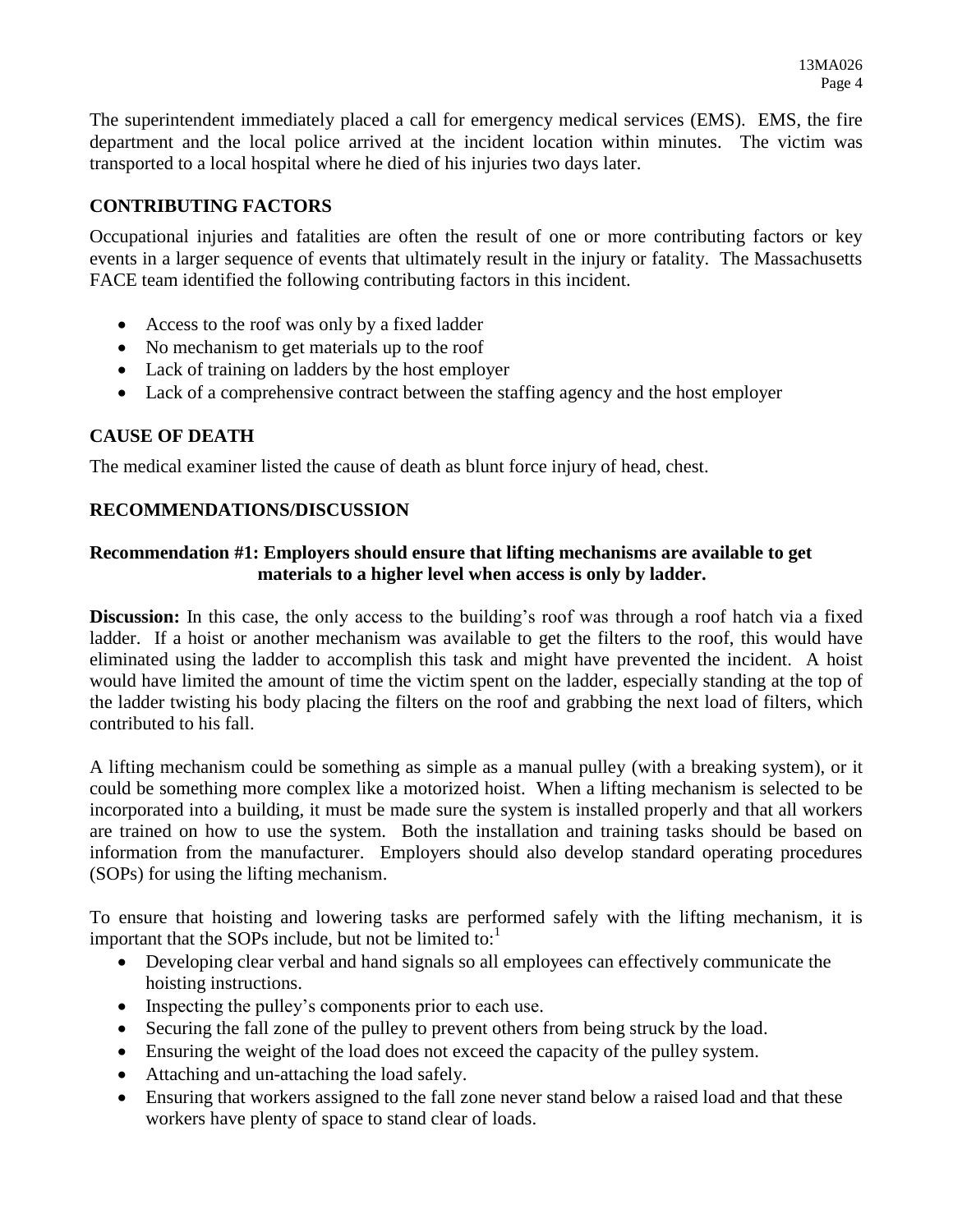The superintendent immediately placed a call for emergency medical services (EMS). EMS, the fire department and the local police arrived at the incident location within minutes. The victim was transported to a local hospital where he died of his injuries two days later.

## CONTRIBUTING FACTORS

Occupational injuries and fatalities are often the result of one or more contributing factors or key events in a larger sequence of events that ultimately result in the injury or fatality. The Massachusetts FACE team identified the following contributing factors in this incident.

- Access to the roof was only by a fixed ladder
- No mechanism to get materials up to the roof
- Lack of training on ladders by the host employer
- Lack of a comprehensive contract between the staffing agency and the host employer

## CAUSE OF DEATH

The medical examiner listed the cause of death as blunt force injury of head, chest.

## RECOMMENDATIONS/DISCUSSION

### Recommendation #1: Employers should ensure that lifting mechanisms are available to get materials to a higher level when access is only by ladder.

**Discussion:** In this case, the only access to the building's roof was through a roof hatch via a fixed ladder. If a hoist or another mechanism was available to get the filters to the roof, this would have eliminated using the ladder to accomplish this task and might have prevented the incident. A hoist would have limited the amount of time the victim spent on the ladder, especially standing at the top of the ladder twisting his body placing the filters on the roof and grabbing the next load of filters, which contributed to his fall.

A lifting mechanism could be something as simple as a manual pulley (with a breaking system), or it could be something more complex like a motorized hoist. When a lifting mechanism is selected to be incorporated into a building, it must be made sure the system is installed properly and that all workers are trained on how to use the system. Both the installation and training tasks should be based on information from the manufacturer. Employers should also develop standard operating procedures (SOPs) for using the lifting mechanism.

To ensure that hoisting and lowering tasks are performed safely with the lifting mechanism, it is important that the SOPs include, but not be limited to:[1]

- Developing clear verbal and hand signals so all employees can effectively communicate the hoisting instructions.
- Inspecting the pulley's components prior to each use.
- Securing the fall zone of the pulley to prevent others from being struck by the load.
- Ensuring the weight of the load does not exceed the capacity of the pulley system.
- Attaching and un-attaching the load safely.
- Ensuring that workers assigned to the fall zone never stand below a raised load and that these workers have plenty of space to stand clear of loads.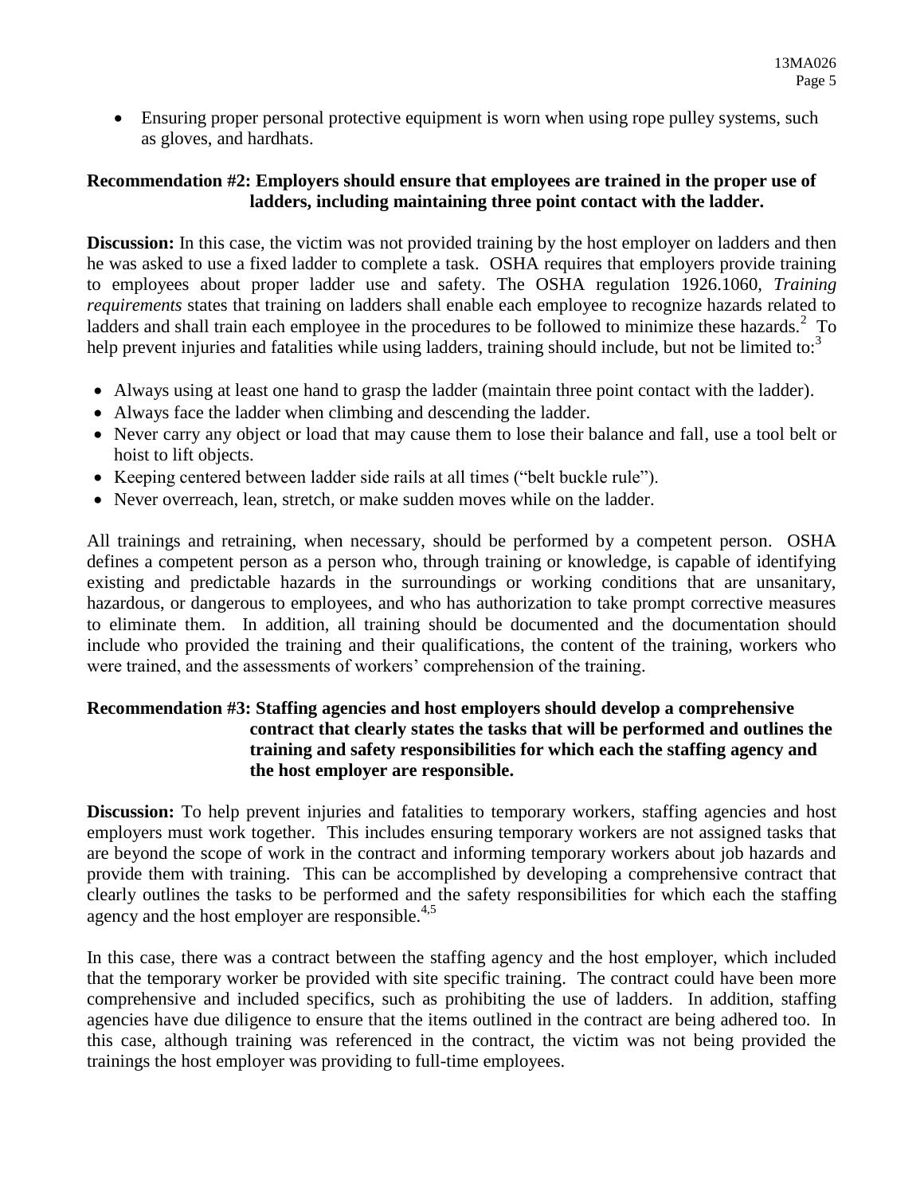- Ensuring proper personal protective equipment is worn when using rope pulley systems, such as gloves, and hardhats.

**Recommendation #2: Employers should ensure that employees are trained in the proper use of ladders, including maintaining three point contact with the ladder.**

**Discussion:** In this case, the victim was not provided training by the host employer on ladders and then he was asked to use a fixed ladder to complete a task. OSHA requires that employers provide training to employees about proper ladder use and safety. The OSHA regulation 1926.1060, *Training requirements* states that training on ladders shall enable each employee to recognize hazards related to ladders and shall train each employee in the procedures to be followed to minimize these hazards.[2] To help prevent injuries and fatalities while using ladders, training should include, but not be limited to:[3]

- Always using at least one hand to grasp the ladder (maintain three point contact with the ladder).
- Always face the ladder when climbing and descending the ladder.
- Never carry any object or load that may cause them to lose their balance and fall, use a tool belt or hoist to lift objects.
- Keeping centered between ladder side rails at all times ("belt buckle rule").
- Never overreach, lean, stretch, or make sudden moves while on the ladder.

All trainings and retraining, when necessary, should be performed by a competent person. OSHA defines a competent person as a person who, through training or knowledge, is capable of identifying existing and predictable hazards in the surroundings or working conditions that are unsanitary, hazardous, or dangerous to employees, and who has authorization to take prompt corrective measures to eliminate them. In addition, all training should be documented and the documentation should include who provided the training and their qualifications, the content of the training, workers who were trained, and the assessments of workers' comprehension of the training.

**Recommendation #3: Staffing agencies and host employers should develop a comprehensive contract that clearly states the tasks that will be performed and outlines the training and safety responsibilities for which each the staffing agency and the host employer are responsible.**

**Discussion:** To help prevent injuries and fatalities to temporary workers, staffing agencies and host employers must work together. This includes ensuring temporary workers are not assigned tasks that are beyond the scope of work in the contract and informing temporary workers about job hazards and provide them with training. This can be accomplished by developing a comprehensive contract that clearly outlines the tasks to be performed and the safety responsibilities for which each the staffing agency and the host employer are responsible.[4,5]

In this case, there was a contract between the staffing agency and the host employer, which included that the temporary worker be provided with site specific training. The contract could have been more comprehensive and included specifics, such as prohibiting the use of ladders. In addition, staffing agencies have due diligence to ensure that the items outlined in the contract are being adhered too. In this case, although training was referenced in the contract, the victim was not being provided the trainings the host employer was providing to full-time employees.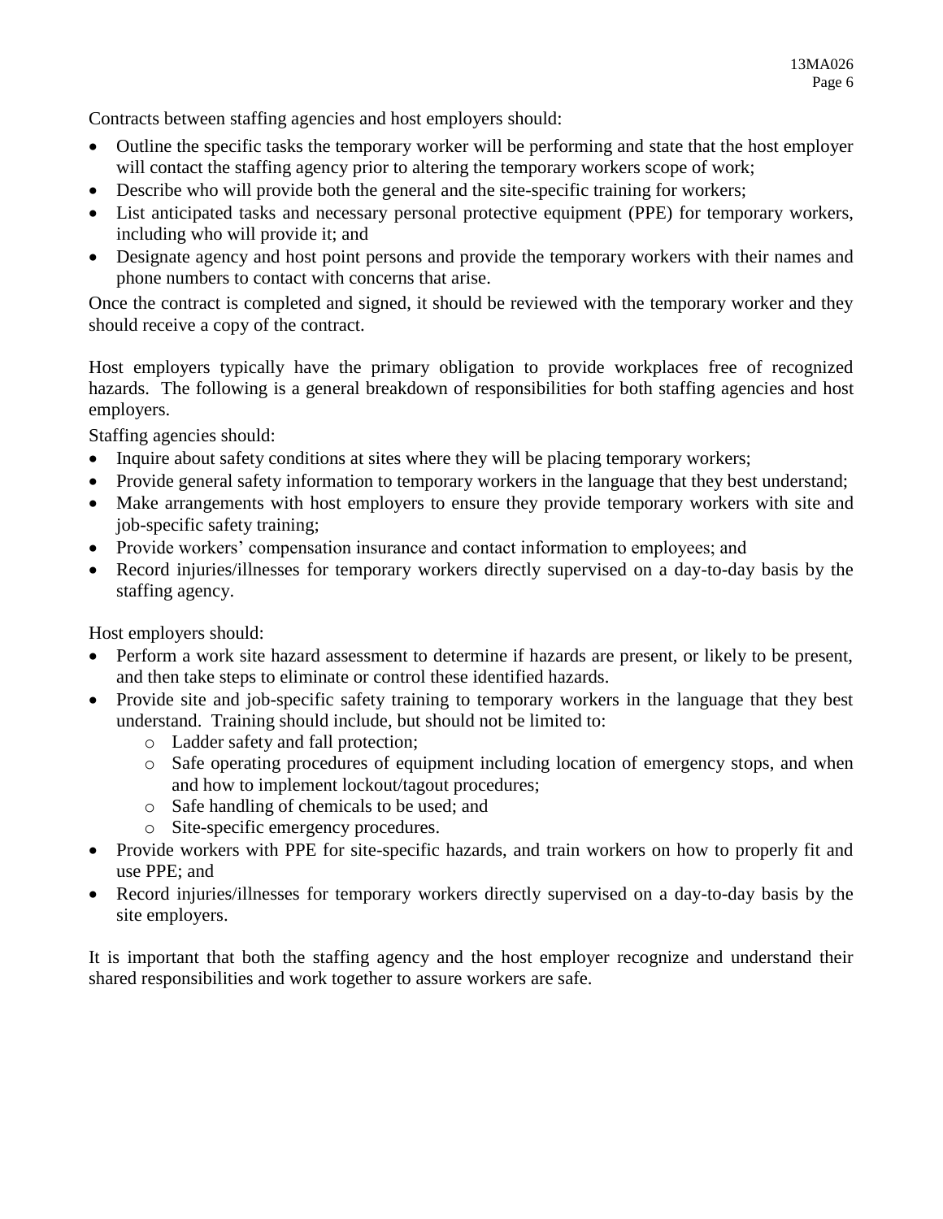Contracts between staffing agencies and host employers should:

- Outline the specific tasks the temporary worker will be performing and state that the host employer will contact the staffing agency prior to altering the temporary workers scope of work;
- Describe who will provide both the general and the site-specific training for workers;
- List anticipated tasks and necessary personal protective equipment (PPE) for temporary workers, including who will provide it; and
- Designate agency and host point persons and provide the temporary workers with their names and phone numbers to contact with concerns that arise.

Once the contract is completed and signed, it should be reviewed with the temporary worker and they should receive a copy of the contract.

Host employers typically have the primary obligation to provide workplaces free of recognized hazards. The following is a general breakdown of responsibilities for both staffing agencies and host employers.

Staffing agencies should:

- Inquire about safety conditions at sites where they will be placing temporary workers;
- Provide general safety information to temporary workers in the language that they best understand;
- Make arrangements with host employers to ensure they provide temporary workers with site and job-specific safety training;
- Provide workers' compensation insurance and contact information to employees; and
- Record injuries/illnesses for temporary workers directly supervised on a day-to-day basis by the staffing agency.

Host employers should:

- Perform a work site hazard assessment to determine if hazards are present, or likely to be present, and then take steps to eliminate or control these identified hazards.
- Provide site and job-specific safety training to temporary workers in the language that they best understand. Training should include, but should not be limited to:
  - Ladder safety and fall protection;
  - Safe operating procedures of equipment including location of emergency stops, and when and how to implement lockout/tagout procedures;
  - Safe handling of chemicals to be used; and
  - Site-specific emergency procedures.
- Provide workers with PPE for site-specific hazards, and train workers on how to properly fit and use PPE; and
- Record injuries/illnesses for temporary workers directly supervised on a day-to-day basis by the site employers.

It is important that both the staffing agency and the host employer recognize and understand their shared responsibilities and work together to assure workers are safe.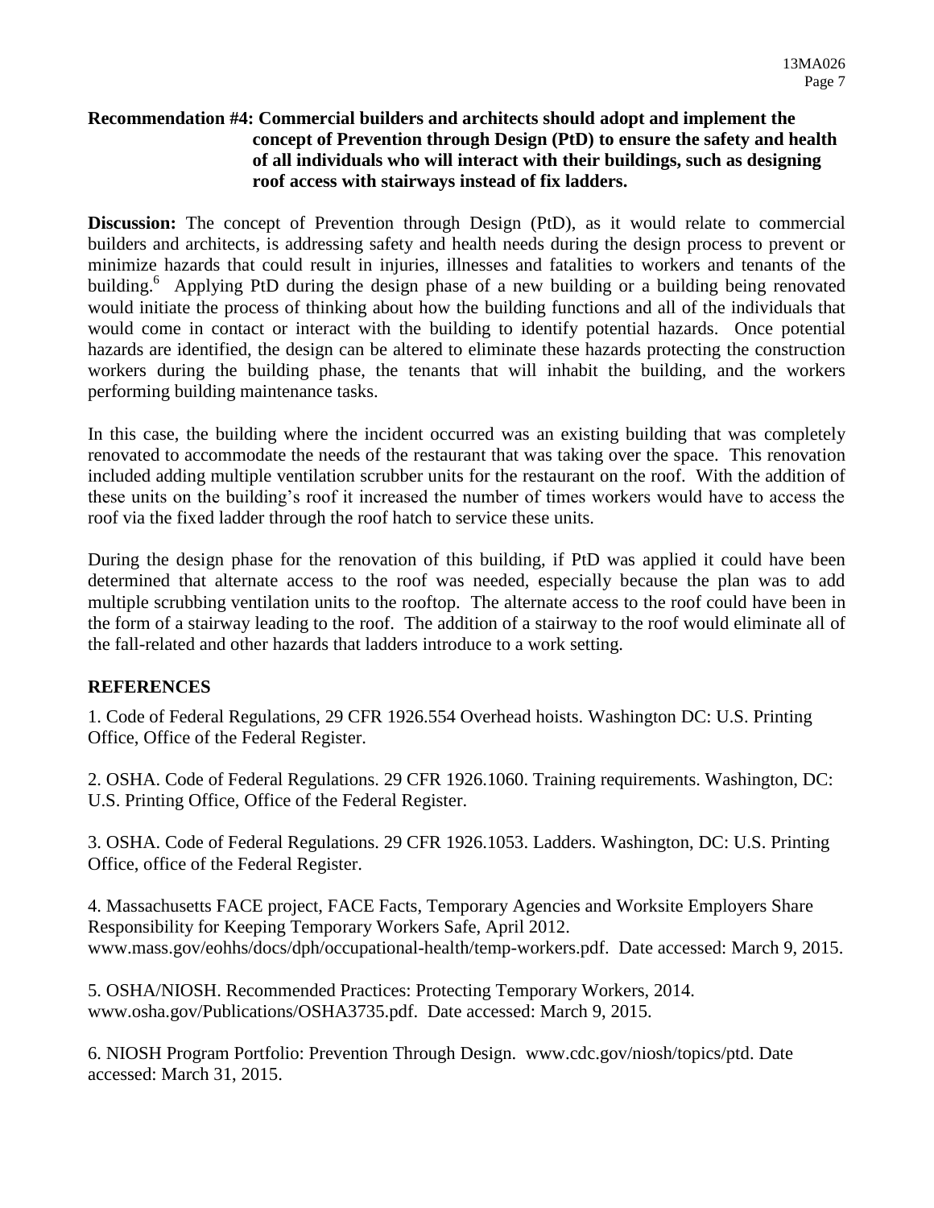**Recommendation #4: Commercial builders and architects should adopt and implement the concept of Prevention through Design (PtD) to ensure the safety and health of all individuals who will interact with their buildings, such as designing roof access with stairways instead of fix ladders.**

**Discussion:** The concept of Prevention through Design (PtD), as it would relate to commercial builders and architects, is addressing safety and health needs during the design process to prevent or minimize hazards that could result in injuries, illnesses and fatalities to workers and tenants of the building.[6] Applying PtD during the design phase of a new building or a building being renovated would initiate the process of thinking about how the building functions and all of the individuals that would come in contact or interact with the building to identify potential hazards. Once potential hazards are identified, the design can be altered to eliminate these hazards protecting the construction workers during the building phase, the tenants that will inhabit the building, and the workers performing building maintenance tasks.

In this case, the building where the incident occurred was an existing building that was completely renovated to accommodate the needs of the restaurant that was taking over the space. This renovation included adding multiple ventilation scrubber units for the restaurant on the roof. With the addition of these units on the building's roof it increased the number of times workers would have to access the roof via the fixed ladder through the roof hatch to service these units.

During the design phase for the renovation of this building, if PtD was applied it could have been determined that alternate access to the roof was needed, especially because the plan was to add multiple scrubbing ventilation units to the rooftop. The alternate access to the roof could have been in the form of a stairway leading to the roof. The addition of a stairway to the roof would eliminate all of the fall-related and other hazards that ladders introduce to a work setting.

## REFERENCES

1. Code of Federal Regulations, 29 CFR 1926.554 Overhead hoists. Washington DC: U.S. Printing Office, Office of the Federal Register.

2. OSHA. Code of Federal Regulations. 29 CFR 1926.1060. Training requirements. Washington, DC: U.S. Printing Office, Office of the Federal Register.

3. OSHA. Code of Federal Regulations. 29 CFR 1926.1053. Ladders. Washington, DC: U.S. Printing Office, office of the Federal Register.

4. Massachusetts FACE project, FACE Facts, Temporary Agencies and Worksite Employers Share Responsibility for Keeping Temporary Workers Safe, April 2012. www.mass.gov/eohhs/docs/dph/occupational-health/temp-workers.pdf. Date accessed: March 9, 2015.

5. OSHA/NIOSH. Recommended Practices: Protecting Temporary Workers, 2014. www.osha.gov/Publications/OSHA3735.pdf. Date accessed: March 9, 2015.

6. NIOSH Program Portfolio: Prevention Through Design. www.cdc.gov/niosh/topics/ptd. Date accessed: March 31, 2015.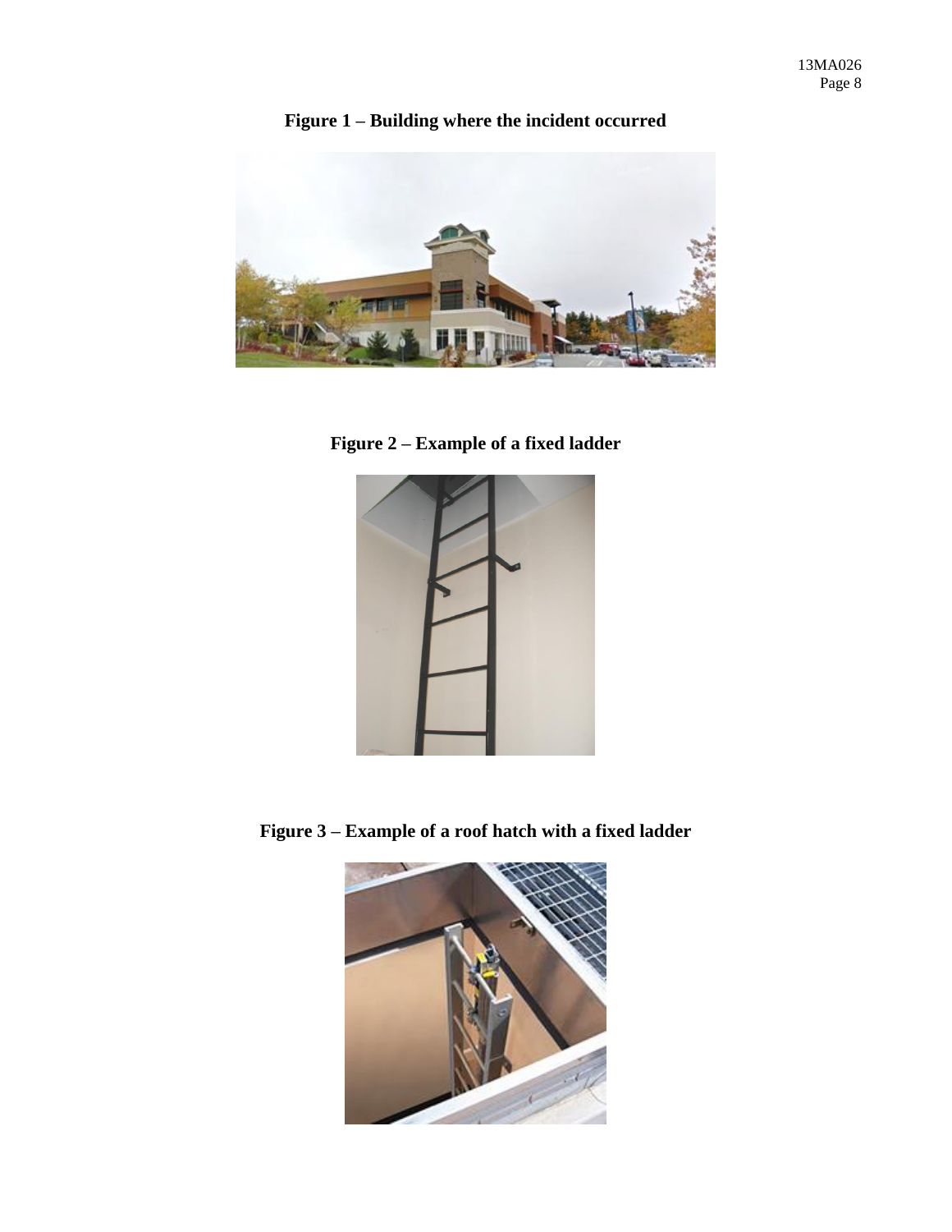**Figure 1 – Building where the incident occurred**

**Figure 2 – Example of a fixed ladder**

**Figure 3 – Example of a roof hatch with a fixed ladder**